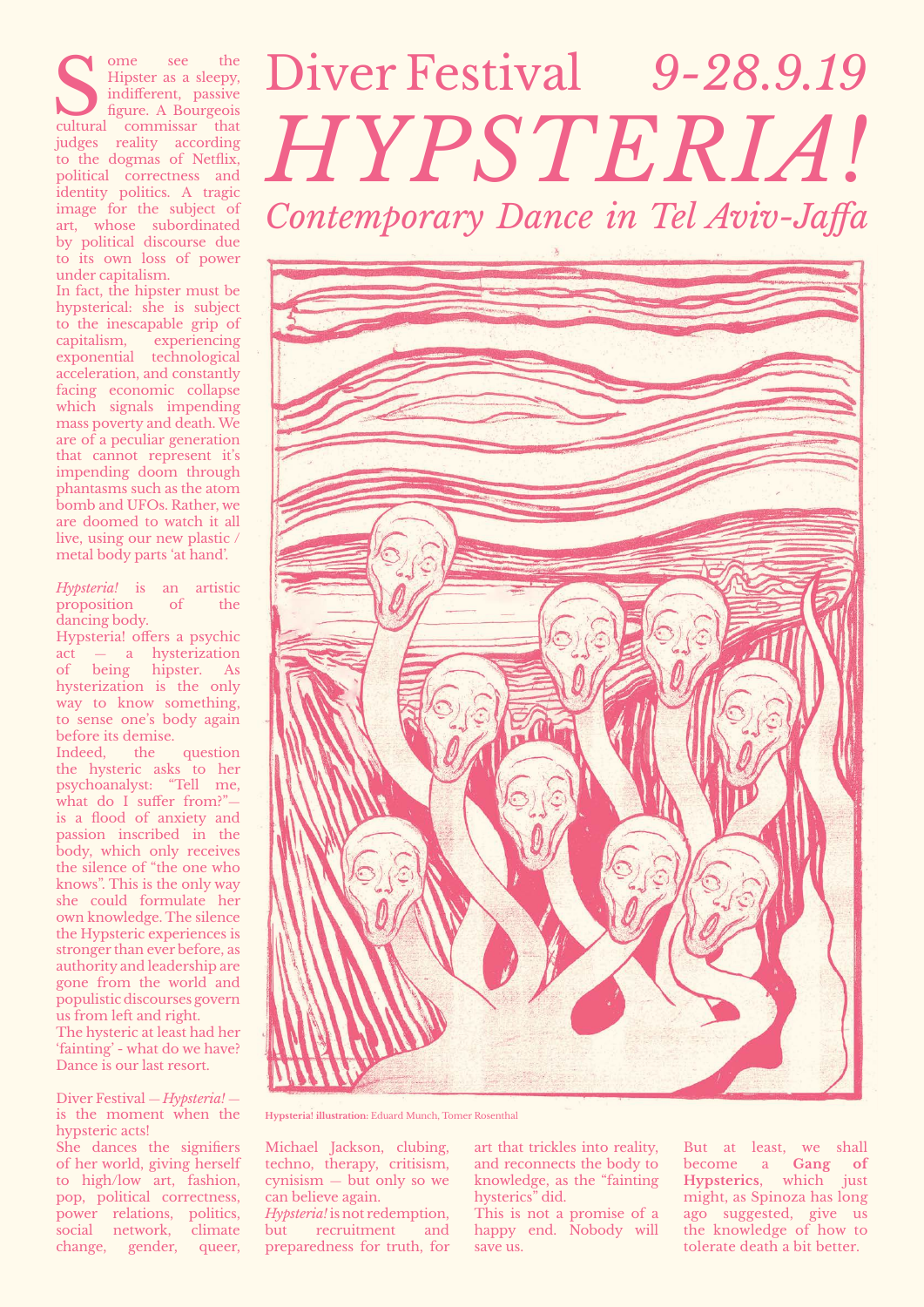# Diver Festival *9-28.9.19*

# *HYPSTERIA!*

## *Contemporary Dance in Tel Aviv-Jaffa*

Some see the Hipster as a sleepy, indifferent, passive figure. A Bourgeois cultural commissar that judges reality according to the dogmas of Netflix, political correctness and identity politics. A tragic image for the subject of art, whose subordinated by political discourse due to its own loss of power under capitalism.

In fact, the hipster must be hypsterical: she is subject to the inescapable grip of capitalism, experiencing exponential technological acceleration, and constantly facing economic collapse which signals impending mass poverty and death. We are of a peculiar generation that cannot represent it's impending doom through phantasms such as the atom bomb and UFOs. Rather, we are doomed to watch it all live, using our new plastic / metal body parts 'at hand'.

*Hypsteria!* is an artistic proposition of the dancing body.

Hypsteria! offers a psychic act — a hysterization of being hipster. As hysterization is the only way to know something, to sense one's body again before its demise.

Indeed, the question the hysteric asks to her psychoanalyst: "Tell me, what do I suffer from?"— is a flood of anxiety and passion inscribed in the body, which only receives the silence of "the one who knows". This is the only way she could formulate her own knowledge. The silence the Hypsteric experiences is stronger than ever before, as authority and leadership are gone from the world and populistic discourses govern us from left and right.

The hysteric at least had her 'fainting' - what do we have? Dance is our last resort.

Diver Festival — *Hypsteria!* — is the moment when the hypsteric acts!

She dances the signifiers of her world, giving herself to high/low art, fashion, pop, political correctness, power relations, politics, social network, climate change, gender, queer, Michael Jackson, clubing, techno, therapy, critisism, cynisism — but only so we can believe again.

*Hypsteria!* is not redemption, but recruitment and preparedness for truth, for art that trickles into reality, and reconnects the body to knowledge, as the "fainting hysterics" did.

This is not a promise of a happy end. Nobody will save us.

But at least, we shall become a **Gang of Hypsterics**, which just might, as Spinoza has long ago suggested, give us the knowledge of how to tolerate death a bit better.

**Hypsteria! illustration:** Eduard Munch, Tomer Rosenthal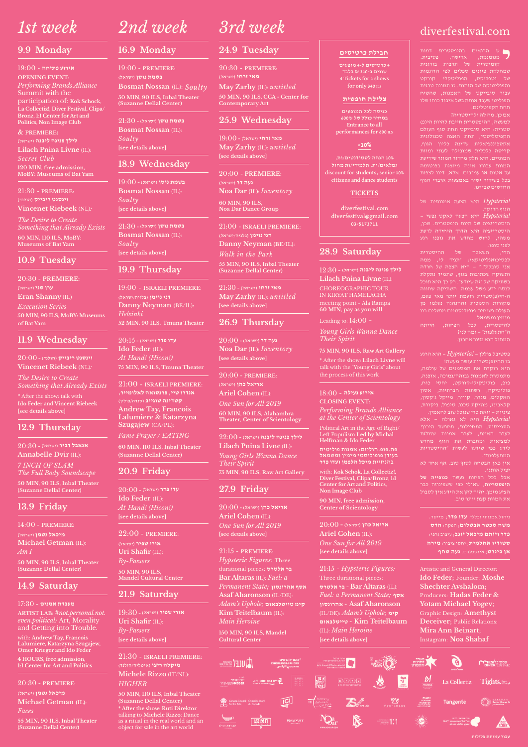# 1st week

## 9.9 Monday

19:00 - אירוע פתיחה

OPENING EVENT:
*Performing Brands Alliance* Summit with the participation of: **Kok Schock, La Collectiz!, Diver Festival, Clipa/ Bronz, 1:1 Center for Art and Politics, Non Image Club**

& PREMIERE:
לילך פנינה ליבנה (ישראל)
**Lilach Pnina Livne** (IL):
*Secret Club*
**120 MIN, free admission, MoBY: Museums of Bat Yam**

21:30 - PREMIERE:
וינסנט ריביק (הולנד)
**Vincenet Riebeek** (NL):
*The Desire to Create Something that Already Exists*
**60 MIN, 110 ILS, MoBY: Museums of Bat Yam**

## 10.9 Tuesday

20:30 - PREMIERE:
ערן שני (ישראל)
**Eran Shanny** (IL)
*Execution Series*
**50 MIN, 90 ILS, MoBY: Museums of Bat Yam**

## 11.9 Wednesday

20:00 - וינסנט ריביק (הולנד)
**Vincenet Riebeek** (NL):
*The Desire to Create Something that Already Exists*
* After the show: talk with **Ido Feder** and **Vincent Riebeek**
**[see details above]**

## 12.9 Thursday

20:30 - אנאבל דביר (ישראל)
**Annabelle Dvir** (IL):
*7 INCH OF SLAM The Full Body Soundscape*
**50 MIN, 90 ILS, Inbal Theater (Suzanne Dellal Center)**

## 13.9 Friday

14:00 - PREMIERE:
מיכאל גטמן (ישראל)
**Michael Getman** (IL):
*Am I*
**50 MIN, 90 ILS, Inbal Theater (Suzanne Dellal Center)**

## 14.9 Saturday

17:30 - מעבדת אמנים

ARTIST LAB: *#not.personal.not. even.political:* Art, Morality and Getting into Trouble.
with: **Andrew Tay, Francois Lalumiere, Katarzyna Szugajew, Omer Krieger and Ido Feder**
**4 HOURS, free admission, 1:1 Center for Art and Politics**

20:30 - PREMIERE:
מיכאל גטמן (ישראל)
**Michael Getman** (IL):
*Faces*
**55 MIN, 90 ILS, Inbal Theater (Suzanne Dellal Center)**

# 2nd week

## 16.9 Monday

19:00 - PREMIERE:
בשמת נוסן (ישראל)
**Bosmat Nossan** (IL): *Soulty*
**50 MIN, 90 ILS, Inbal Theater (Suzanne Dellal Center)**

21:30 - בשמת נוסן (ישראל)
**Bosmat Nossan** (IL):
*Soulty*
**[see details above]**

## 18.9 Wednesday

19:00 - בשמת נוסן (ישראל)
**Bosmat Nossan** (IL):
*Soulty*
**[see details above]**

21:30 - בשמת נוסן (ישראל)
**Bosmat Nossan** (IL):
*Soulty*
**[see details above]**

## 19.9 Thursday

19:00 - ISRAELI PREMIERE:
דני נוימן (בלגיה/ישראל)
**Danny Neyman** (BE/IL):
*Helsinki*
**52 MIN, 90 ILS, Tmuna Theater**

20:15 - עדו פדר (ישראל)
**Ido Feder** (IL):
*At Hand! (Hicon!)*
**75 MIN, 90 ILS, Tmuna Theater**

21:00 - ISRAELI PREMIERE:
אנדרו טיי, פרנסואה לאלומייר, קטז'ינה שוגייב (קנדה/פולין)
**Andrew Tay, Francois Lalumiere & Katarzyna Szugajew** (CA/PL):
*Fame Prayer / EATING*
**60 MIN, 110 ILS, Inbal Theater (Suzanne Dellal Center)**

## 20.9 Friday

20:00 - עדו פדר (ישראל)
**Ido Feder** (IL):
*At Hand! (Hicon!)*
**[see details above]**

22:00 - PREMIERE:
אורי שפיר (ישראל)
**Uri Shafir** (IL):
*By-Passers*
**50 MIN, 90 ILS, Mandel Cultural Center**

## 21.9 Saturday

19:30 - אורי שפיר (ישראל)
**Uri Shafir** (IL):
*By-Passers*
**[see details above]**

21:30 - ISRAELI PREMIERE:
מיקלה ריצו (איטליה/הולנד)
**Michele Rizzo** (IT/NL):
*HIGHER*
**50 MIN, 110 ILS, Inbal Theater (Suzanne Dellal Center)**
**\* After the show: Ruti Direktor** talking to **Michele Rizzo**: Dance as a ritual in the real world and an object for sale in the art world

# 3rd week

## 24.9 Tuesday

20:30 - PREMIERE:
מאי זרחי (ישראל)
**May Zarhy** (IL): *untitled*
**50 MIN, 90 ILS, CCA - Center for Contemporary Art**

## 25.9 Wednesday

19:00 - מאי זרחי (ישראל)
**May Zarhy** (IL): *untitled*
**[see details above]**

20:00 - PREMIERE:
נעה דר (ישראל)
**Noa Dar** (IL): *Inventory*
**60 MIN, 90 ILS, Noa Dar Dance Group**

21:00 - ISRAELI PREMIERE:
דני נוימן (בלגיה/ישראל)
**Danny Neyman** (BE/IL):
*Walk in the Park*
**55 MIN, 90 ILS, Inbal Theater (Suzanne Dellal Center)**

21:30 - מאי זרחי (ישראל)
**May Zarhy** (IL): *untitled*
**[see details above]**

## 26.9 Thursday

20:00 - נעה דר (ישראל)
**Noa Dar** (IL): *Inventory*
**[see details above]**

20:00 - PREMIERE:
אריאל כהן (ישראל)
**Ariel Cohen** (IL):
*One Sun for All 2019*
**60 MIN, 90 ILS, Alahambra Theater, Center of Scientology**

22:00 - לילך פנינה ליבנה (ישראל)
**Lilach Pnina Livne** (IL):
*Young Girls Wanna Dance Their Spirit*
**75 MIN, 90 ILS, Raw Art Gallery**

## 27.9 Friday

20:00 - אריאל כהן (ישראל)
**Ariel Cohen** (IL):
*One Sun for All 2019*
**[see details above]**

21:15 - PREMIERE:
*Hypsteric Figures:* Three durational pieces: בר אלטרס
**Bar Altaras** (IL): *Fuel: a Permanent State;* אסף אהרונסון
**Asaf Aharonson** (IL/DE):
*Adam's Uphole;* קים טייטלבאום
**Kim Teitelbaum** (IL):
*Main Heroine*
**150 MIN, 90 ILS, Mandel Cultural Center**

### חבילת כרטיסים

4 כרטיסים ל-4 מופעים שונים ב-340 ₪ בלבד
4 Tickets for 4 shows for only 340 ILS

### צלילה חופשית

כניסה לכל המופעים במחיר כולל של 600₪
Entrance to all performances for 600 ILS

### -10%

10% הנחה לסטודנטים/ות, גמלאים/ות, תלמידי/ות מחול
discount for students, senior 10% citizens and dance students

### TICKETS

diverfestival.com
diverfestival@gmail.com
03-5173711

## 28.9 Saturday

12:30 - לילך פנינה ליבנה (ישראל)
**Lilach Pnina Livne** (IL):
CHOREOGRAPHIC TOUR IN KIRYAT HAMELACHA
meeting point - Ala Rampa
**60 MIN, pay as you will**

Leading to: 14:00 -
*Young Girls Wanna Dance Their Spirit*

**75 MIN, 90 ILS, Raw Art Gallery**
* After the show: **Lilach Livne** will talk with the "Young Girls" about the process of this work

18:00 - אירוע נעילה
CLOSING EVENT:
*Performing Brands Alliance at the Center of Scientology*

Political Art in the Age of Right/ Left Populism **Led by Michal Helfman & Ido Feder**

פה.פוּ.חולּיזם: אמנות פוליטית בעידן פופוליסטי מימין ומשמאל בהנחיית מיכל הלפמן ועדו פדר

with: **Kok Schok, La Collectiz!, Diver Festival, Clipa/Bronz, 1:1 Center for Art and Politics, Non Image Club**

**90 MIN, free admission, Center of Scientology**

20:00 - אריאל כהן (ישראל)
**Ariel Cohen** (IL):
*One Sun for All 2019*
**[see details above]**

21:15 - *Hypsteric Figures:* Three durational pieces:
בר אלטרס - **Bar Altaras** (IL):
*Fuel: a Permanent State;* אסף אהרונסון - **Asaf Aharonson**
(IL/DE): *Adam's Uphole;* קים טייטלבאום - **Kim Teitelbaum**
(IL): *Main Heroine*
**[see details above]**

# diverfestival.com

ש הרואים בהיפסטריות דמות מנומנמת, אדישה, פסיבית. קוסמיטרית של תרבות בורגנית שמתלקת צינים ספלים לפי הדגמות של נטפליקס, הפוליטקלי קורקט והפוליטיקה של הזהות. זו תמונה סרטית עבור סוביקט של האמנות, ששיח הפוליטי שעבר אותה בשל איבוד כוחו שלו תחת הקפיטליזם.
אם כן, מה לה ולהיסטריה?
למעשה, ההיפסטריות חייבת להיות הי(פ) סטרית: היא סוביקט תחת סוף העולם הקפיטליסטי, תחת האצה טכנולוגית אקספוננציאלית שדינה כליון הגוף, קריסה כלכלית שמובילה לעוני ומות המוניים. היא חלק מהדור המוזר שידיעת המוות עבורו אינה מיוצגת בפנטזמה על אטום או עמי"בים. אלא, דינו לצפות בכל בשידור ישיר באמצעות איברי הגוף החדשים שבידנו.

*Hypsteria!* היא הצעה אמנותית של הגוף הרוקד.
*Hypsteria!* היא הצעה לאקט נפשי – היסטריזציה של היות היפסטרית. שכן, היסטריזציה היא הדרך היחידה לדעת משהו, לחוש מחדש את נופנו רגע לפני סופו.
הרי, השאלה של ההיסטרית לפסיכואנליטיקאי: "תגיד לי, ממה אני סובלת?" – היא הצפה של חרדה ותשוקה שכתובות בגוף, שתמיד נתקלת בתשובה של "זה שיודע". רק כך היא תוכל לנסח ידע משל עצמה. השתיקה שחווה ה-הי(פ)סטרית רוצעת יותר מאי פעם, מקורות הסמכות וההכוונה נעלמו מן העולם ושיחים פופוליסטיים מושלים בנו מימין ומשמאל.
להיסטרית, לכל הפחות, הייתה ה"התעלפות" – ומה לנו?
המחול הוא מזור אחרון.

פסטיבל צוללן – *Hypsteria!* – הוא הרגע בו ההי(פ)סטרית עושה מעשה!
היא רוקדת את המסמנים של עולמה, מתמסרת לאמנות גבוהה/נמוכה, אופנה, פופ, פוליטיקלי-קורקט, יחסי כוח, פוליטיקה, רשתות חברתיות, אסון האקלים, מגדר, קוויר, מייקל ג'קסון, קלאבינג, מוזיקת טכנו, טיפול, ביקורת, ציונות – ואת כדי שנוכל שוב להאמין. *Hypsteria!* היא לא גאולה – אלא התנייסות, התחייבות, תחושת היכון! לעבר האמנים, לעבר אמנות שזולגת למציאות ומחברת את הגוף מחדש לידע כפי שידעו לעשות "ההיסטריות המתעלפות".
אין כאן הבטחה לסוף טוב. אף אחד לא יציל אותנו.
אבל לכל הפחות נעשה **כנופייה של היפסטריות**, שאולי כפי ששפינוזה כבר הציע מזמן, יהיה לה את הידע איך לסבול את המוות קצת יותר טוב.

ניהול אמנותי וכללי: **עדו פדר**; מייסד: **משה שכטר אבשלום**; הפקה: **הדס פדר ויותם מיכאל יוגב**; עיצוב גרפי: **סטודיו אחלמית**; יחסי ציבור: **מירה אן בינרט**; אינסטגרם: **נעה שחף**

Artistic and General Director: **Ido Feder**; Founder: **Moshe Shechter Avshalom**; Producers: **Hadas Feder & Yotam Michael Yogev**; Graphic Design: **Amethyst Deceiver**; Public Relations: **Mira Ann Beinart**; Instagram: **Noa Shahaf**

עבור עמותת צלילות